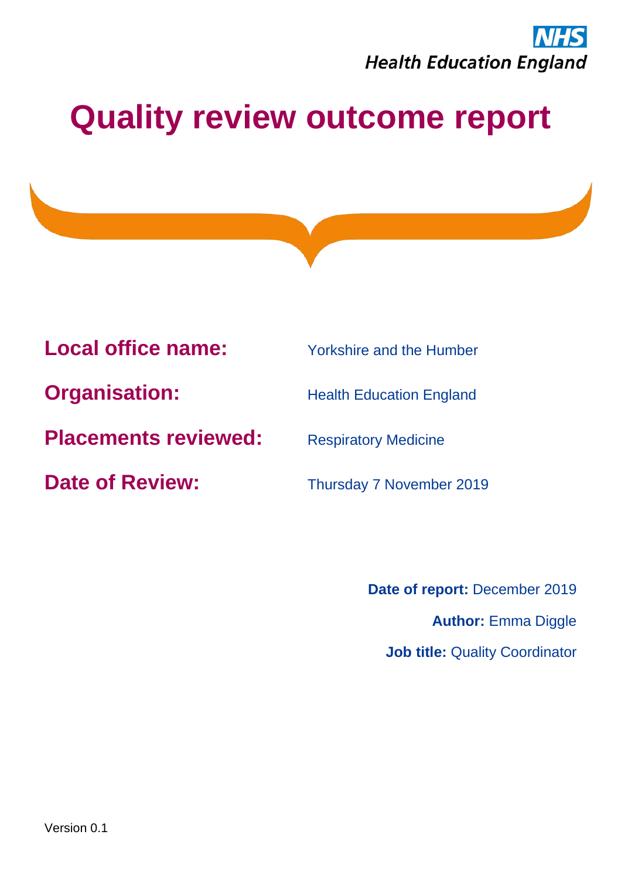NHS
Health Education England

# Quality review outcome report

**Local office name:** Yorkshire and the Humber

**Organisation:** Health Education England

**Placements reviewed:** Respiratory Medicine

**Date of Review:** Thursday 7 November 2019

**Date of report:** December 2019

**Author:** Emma Diggle

**Job title:** Quality Coordinator

Version 0.1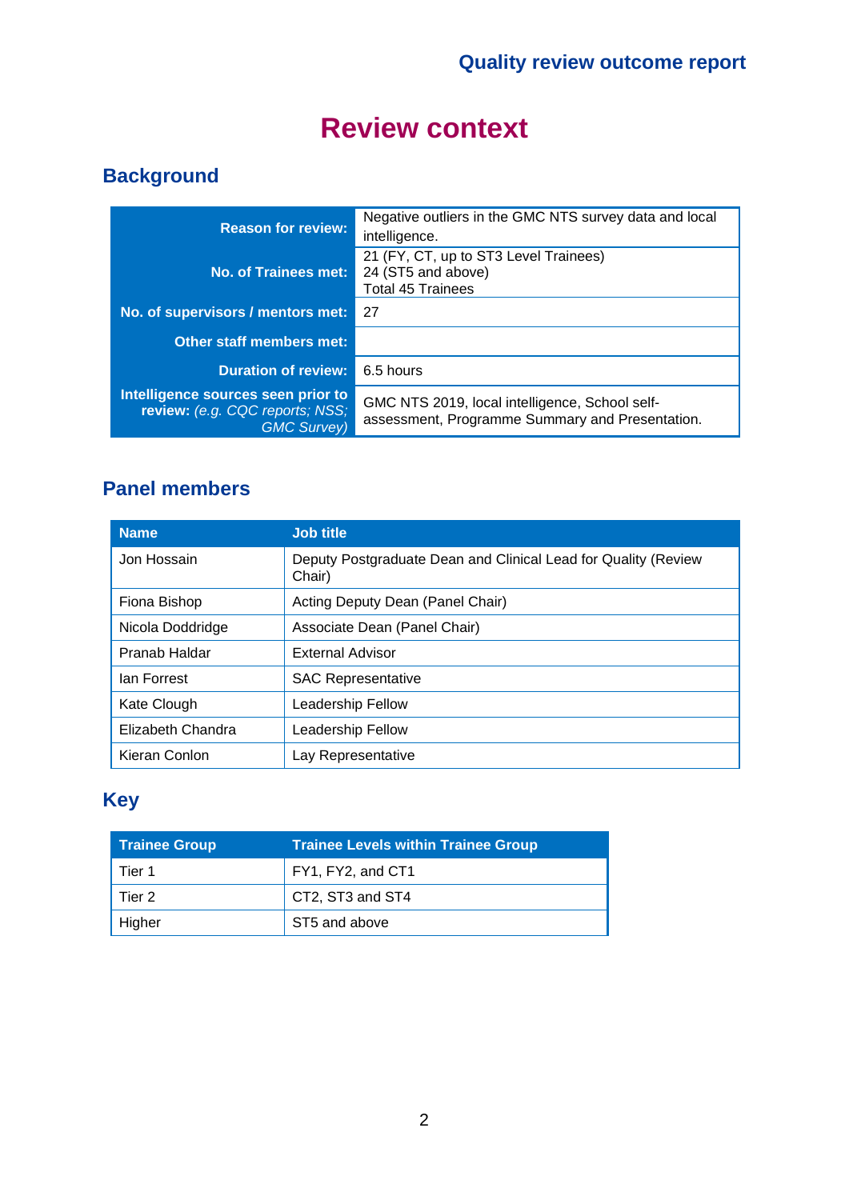# Review context

## Background

| | |
|---|---|
| **Reason for review:** | Negative outliers in the GMC NTS survey data and local intelligence. |
| **No. of Trainees met:** | 21 (FY, CT, up to ST3 Level Trainees)<br>24 (ST5 and above)<br>Total 45 Trainees |
| **No. of supervisors / mentors met:** | 27 |
| **Other staff members met:** | |
| **Duration of review:** | 6.5 hours |
| **Intelligence sources seen prior to review:** *(e.g. CQC reports; NSS; GMC Survey)* | GMC NTS 2019, local intelligence, School self-assessment, Programme Summary and Presentation. |

## Panel members

| Name | Job title |
|---|---|
| Jon Hossain | Deputy Postgraduate Dean and Clinical Lead for Quality (Review Chair) |
| Fiona Bishop | Acting Deputy Dean (Panel Chair) |
| Nicola Doddridge | Associate Dean (Panel Chair) |
| Pranab Haldar | External Advisor |
| Ian Forrest | SAC Representative |
| Kate Clough | Leadership Fellow |
| Elizabeth Chandra | Leadership Fellow |
| Kieran Conlon | Lay Representative |

## Key

| Trainee Group | Trainee Levels within Trainee Group |
|---|---|
| Tier 1 | FY1, FY2, and CT1 |
| Tier 2 | CT2, ST3 and ST4 |
| Higher | ST5 and above |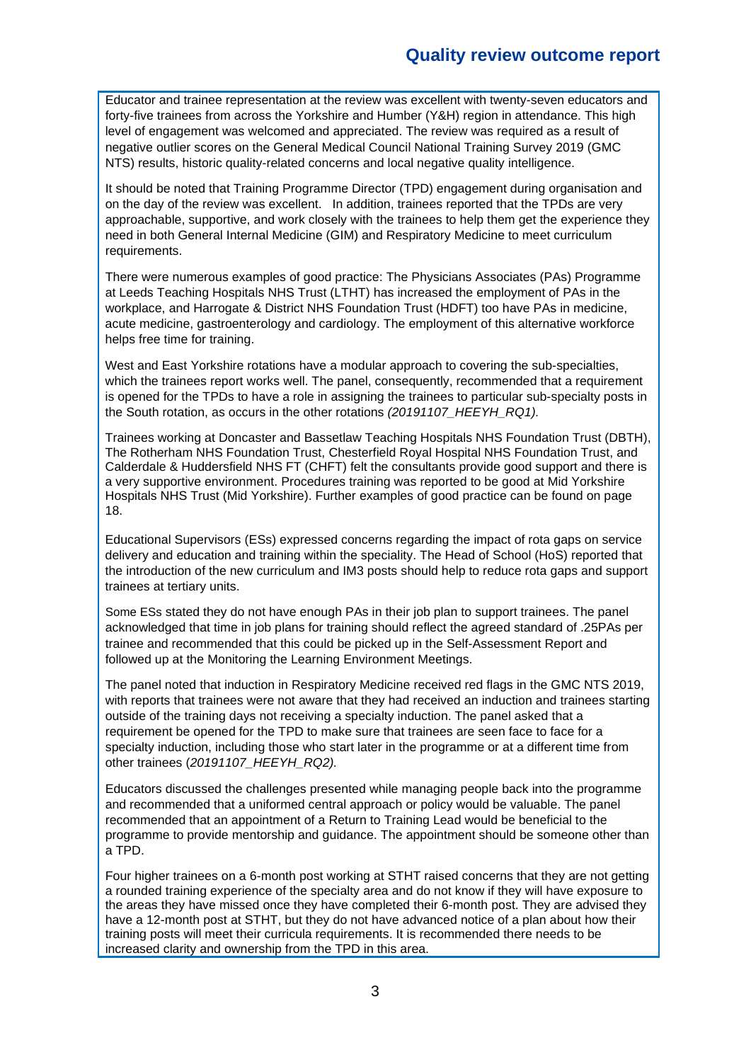Educator and trainee representation at the review was excellent with twenty-seven educators and forty-five trainees from across the Yorkshire and Humber (Y&H) region in attendance. This high level of engagement was welcomed and appreciated. The review was required as a result of negative outlier scores on the General Medical Council National Training Survey 2019 (GMC NTS) results, historic quality-related concerns and local negative quality intelligence.

It should be noted that Training Programme Director (TPD) engagement during organisation and on the day of the review was excellent. In addition, trainees reported that the TPDs are very approachable, supportive, and work closely with the trainees to help them get the experience they need in both General Internal Medicine (GIM) and Respiratory Medicine to meet curriculum requirements.

There were numerous examples of good practice: The Physicians Associates (PAs) Programme at Leeds Teaching Hospitals NHS Trust (LTHT) has increased the employment of PAs in the workplace, and Harrogate & District NHS Foundation Trust (HDFT) too have PAs in medicine, acute medicine, gastroenterology and cardiology. The employment of this alternative workforce helps free time for training.

West and East Yorkshire rotations have a modular approach to covering the sub-specialties, which the trainees report works well. The panel, consequently, recommended that a requirement is opened for the TPDs to have a role in assigning the trainees to particular sub-specialty posts in the South rotation, as occurs in the other rotations *(20191107_HEEYH_RQ1).*

Trainees working at Doncaster and Bassetlaw Teaching Hospitals NHS Foundation Trust (DBTH), The Rotherham NHS Foundation Trust, Chesterfield Royal Hospital NHS Foundation Trust, and Calderdale & Huddersfield NHS FT (CHFT) felt the consultants provide good support and there is a very supportive environment. Procedures training was reported to be good at Mid Yorkshire Hospitals NHS Trust (Mid Yorkshire). Further examples of good practice can be found on page 18.

Educational Supervisors (ESs) expressed concerns regarding the impact of rota gaps on service delivery and education and training within the speciality. The Head of School (HoS) reported that the introduction of the new curriculum and IM3 posts should help to reduce rota gaps and support trainees at tertiary units.

Some ESs stated they do not have enough PAs in their job plan to support trainees. The panel acknowledged that time in job plans for training should reflect the agreed standard of .25PAs per trainee and recommended that this could be picked up in the Self-Assessment Report and followed up at the Monitoring the Learning Environment Meetings.

The panel noted that induction in Respiratory Medicine received red flags in the GMC NTS 2019, with reports that trainees were not aware that they had received an induction and trainees starting outside of the training days not receiving a specialty induction. The panel asked that a requirement be opened for the TPD to make sure that trainees are seen face to face for a specialty induction, including those who start later in the programme or at a different time from other trainees (*20191107_HEEYH_RQ2).*

Educators discussed the challenges presented while managing people back into the programme and recommended that a uniformed central approach or policy would be valuable. The panel recommended that an appointment of a Return to Training Lead would be beneficial to the programme to provide mentorship and guidance. The appointment should be someone other than a TPD.

Four higher trainees on a 6-month post working at STHT raised concerns that they are not getting a rounded training experience of the specialty area and do not know if they will have exposure to the areas they have missed once they have completed their 6-month post. They are advised they have a 12-month post at STHT, but they do not have advanced notice of a plan about how their training posts will meet their curricula requirements. It is recommended there needs to be increased clarity and ownership from the TPD in this area.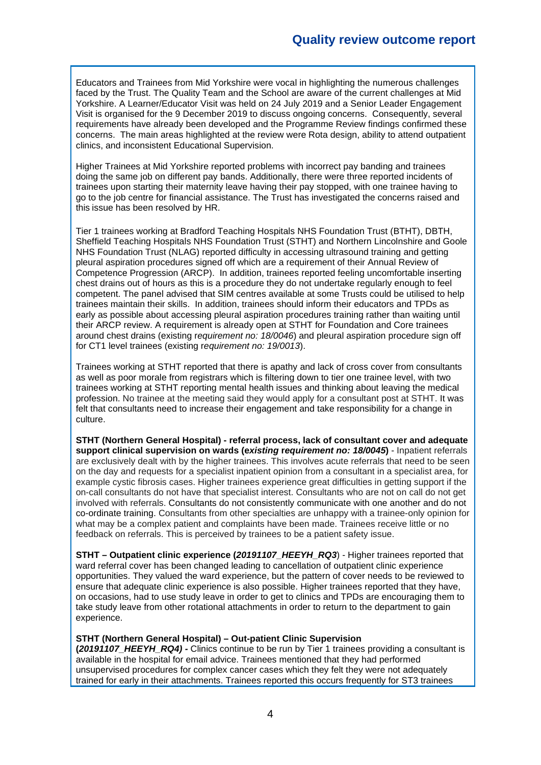Educators and Trainees from Mid Yorkshire were vocal in highlighting the numerous challenges faced by the Trust. The Quality Team and the School are aware of the current challenges at Mid Yorkshire. A Learner/Educator Visit was held on 24 July 2019 and a Senior Leader Engagement Visit is organised for the 9 December 2019 to discuss ongoing concerns. Consequently, several requirements have already been developed and the Programme Review findings confirmed these concerns. The main areas highlighted at the review were Rota design, ability to attend outpatient clinics, and inconsistent Educational Supervision.

Higher Trainees at Mid Yorkshire reported problems with incorrect pay banding and trainees doing the same job on different pay bands. Additionally, there were three reported incidents of trainees upon starting their maternity leave having their pay stopped, with one trainee having to go to the job centre for financial assistance. The Trust has investigated the concerns raised and this issue has been resolved by HR.

Tier 1 trainees working at Bradford Teaching Hospitals NHS Foundation Trust (BTHT), DBTH, Sheffield Teaching Hospitals NHS Foundation Trust (STHT) and Northern Lincolnshire and Goole NHS Foundation Trust (NLAG) reported difficulty in accessing ultrasound training and getting pleural aspiration procedures signed off which are a requirement of their Annual Review of Competence Progression (ARCP). In addition, trainees reported feeling uncomfortable inserting chest drains out of hours as this is a procedure they do not undertake regularly enough to feel competent. The panel advised that SIM centres available at some Trusts could be utilised to help trainees maintain their skills. In addition, trainees should inform their educators and TPDs as early as possible about accessing pleural aspiration procedures training rather than waiting until their ARCP review. A requirement is already open at STHT for Foundation and Core trainees around chest drains (existing r*equirement no: 18/0046*) and pleural aspiration procedure sign off for CT1 level trainees (existing r*equirement no: 19/0013*).

Trainees working at STHT reported that there is apathy and lack of cross cover from consultants as well as poor morale from registrars which is filtering down to tier one trainee level, with two trainees working at STHT reporting mental health issues and thinking about leaving the medical profession. No trainee at the meeting said they would apply for a consultant post at STHT. It was felt that consultants need to increase their engagement and take responsibility for a change in culture.

**STHT (Northern General Hospital) - referral process, lack of consultant cover and adequate support clinical supervision on wards (*existing requirement no: 18/0045*)** - Inpatient referrals are exclusively dealt with by the higher trainees. This involves acute referrals that need to be seen on the day and requests for a specialist inpatient opinion from a consultant in a specialist area, for example cystic fibrosis cases. Higher trainees experience great difficulties in getting support if the on-call consultants do not have that specialist interest. Consultants who are not on call do not get involved with referrals. Consultants do not consistently communicate with one another and do not co-ordinate training. Consultants from other specialties are unhappy with a trainee-only opinion for what may be a complex patient and complaints have been made. Trainees receive little or no feedback on referrals. This is perceived by trainees to be a patient safety issue.

**STHT – Outpatient clinic experience (*20191107_HEEYH_RQ3*)** - Higher trainees reported that ward referral cover has been changed leading to cancellation of outpatient clinic experience opportunities. They valued the ward experience, but the pattern of cover needs to be reviewed to ensure that adequate clinic experience is also possible. Higher trainees reported that they have, on occasions, had to use study leave in order to get to clinics and TPDs are encouraging them to take study leave from other rotational attachments in order to return to the department to gain experience.

**STHT (Northern General Hospital) – Out-patient Clinic Supervision (*20191107_HEEYH_RQ4) -*** Clinics continue to be run by Tier 1 trainees providing a consultant is available in the hospital for email advice. Trainees mentioned that they had performed unsupervised procedures for complex cancer cases which they felt they were not adequately trained for early in their attachments. Trainees reported this occurs frequently for ST3 trainees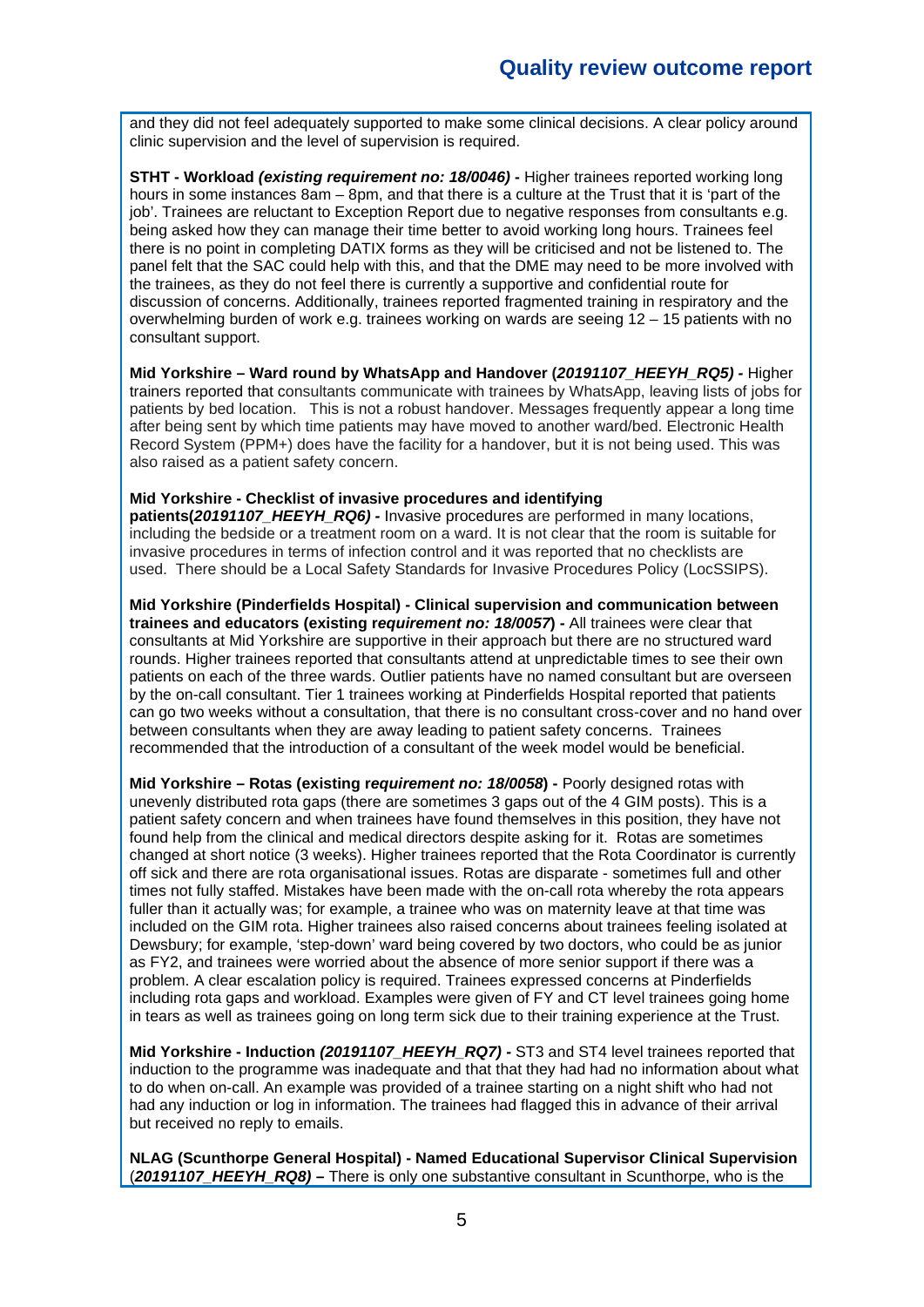and they did not feel adequately supported to make some clinical decisions. A clear policy around clinic supervision and the level of supervision is required.

**STHT - Workload *(existing requirement no: 18/0046)* -** Higher trainees reported working long hours in some instances 8am – 8pm, and that there is a culture at the Trust that it is 'part of the job'. Trainees are reluctant to Exception Report due to negative responses from consultants e.g. being asked how they can manage their time better to avoid working long hours. Trainees feel there is no point in completing DATIX forms as they will be criticised and not be listened to. The panel felt that the SAC could help with this, and that the DME may need to be more involved with the trainees, as they do not feel there is currently a supportive and confidential route for discussion of concerns. Additionally, trainees reported fragmented training in respiratory and the overwhelming burden of work e.g. trainees working on wards are seeing 12 – 15 patients with no consultant support.

**Mid Yorkshire – Ward round by WhatsApp and Handover (*20191107_HEEYH_RQ5)* -** Higher trainers reported that consultants communicate with trainees by WhatsApp, leaving lists of jobs for patients by bed location. This is not a robust handover. Messages frequently appear a long time after being sent by which time patients may have moved to another ward/bed. Electronic Health Record System (PPM+) does have the facility for a handover, but it is not being used. This was also raised as a patient safety concern.

**Mid Yorkshire - Checklist of invasive procedures and identifying patients(*20191107_HEEYH_RQ6)* -** Invasive procedures are performed in many locations, including the bedside or a treatment room on a ward. It is not clear that the room is suitable for invasive procedures in terms of infection control and it was reported that no checklists are used. There should be a Local Safety Standards for Invasive Procedures Policy (LocSSIPS).

**Mid Yorkshire (Pinderfields Hospital) - Clinical supervision and communication between trainees and educators (existing r*equirement no: 18/0057*) -** All trainees were clear that consultants at Mid Yorkshire are supportive in their approach but there are no structured ward rounds. Higher trainees reported that consultants attend at unpredictable times to see their own patients on each of the three wards. Outlier patients have no named consultant but are overseen by the on-call consultant. Tier 1 trainees working at Pinderfields Hospital reported that patients can go two weeks without a consultation, that there is no consultant cross-cover and no hand over between consultants when they are away leading to patient safety concerns. Trainees recommended that the introduction of a consultant of the week model would be beneficial.

**Mid Yorkshire – Rotas (existing r*equirement no: 18/0058*) -** Poorly designed rotas with unevenly distributed rota gaps (there are sometimes 3 gaps out of the 4 GIM posts). This is a patient safety concern and when trainees have found themselves in this position, they have not found help from the clinical and medical directors despite asking for it. Rotas are sometimes changed at short notice (3 weeks). Higher trainees reported that the Rota Coordinator is currently off sick and there are rota organisational issues. Rotas are disparate - sometimes full and other times not fully staffed. Mistakes have been made with the on-call rota whereby the rota appears fuller than it actually was; for example, a trainee who was on maternity leave at that time was included on the GIM rota. Higher trainees also raised concerns about trainees feeling isolated at Dewsbury; for example, 'step-down' ward being covered by two doctors, who could be as junior as FY2, and trainees were worried about the absence of more senior support if there was a problem. A clear escalation policy is required. Trainees expressed concerns at Pinderfields including rota gaps and workload. Examples were given of FY and CT level trainees going home in tears as well as trainees going on long term sick due to their training experience at the Trust.

**Mid Yorkshire - Induction *(20191107_HEEYH_RQ7)* -** ST3 and ST4 level trainees reported that induction to the programme was inadequate and that that they had had no information about what to do when on-call. An example was provided of a trainee starting on a night shift who had not had any induction or log in information. The trainees had flagged this in advance of their arrival but received no reply to emails.

**NLAG (Scunthorpe General Hospital) - Named Educational Supervisor Clinical Supervision** (***20191107_HEEYH_RQ8)* –** There is only one substantive consultant in Scunthorpe, who is the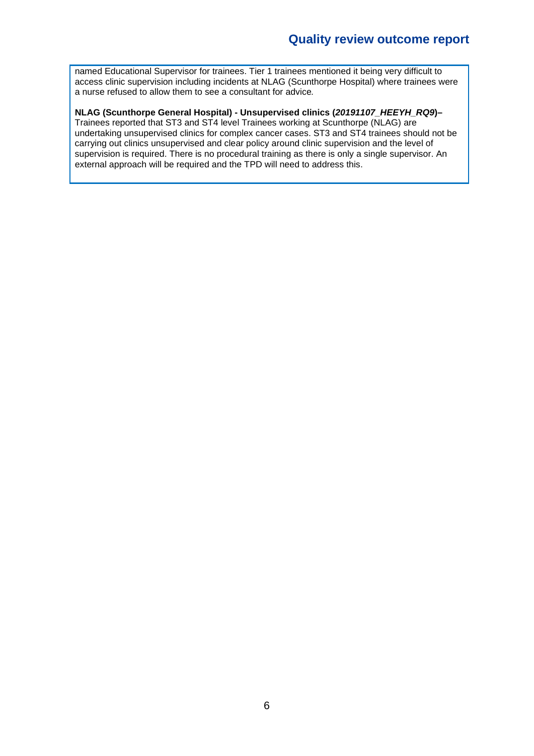named Educational Supervisor for trainees. Tier 1 trainees mentioned it being very difficult to access clinic supervision including incidents at NLAG (Scunthorpe Hospital) where trainees were a nurse refused to allow them to see a consultant for advice.

**NLAG (Scunthorpe General Hospital) - Unsupervised clinics (*20191107_HEEYH_RQ9*)–**
Trainees reported that ST3 and ST4 level Trainees working at Scunthorpe (NLAG) are undertaking unsupervised clinics for complex cancer cases. ST3 and ST4 trainees should not be carrying out clinics unsupervised and clear policy around clinic supervision and the level of supervision is required. There is no procedural training as there is only a single supervisor. An external approach will be required and the TPD will need to address this.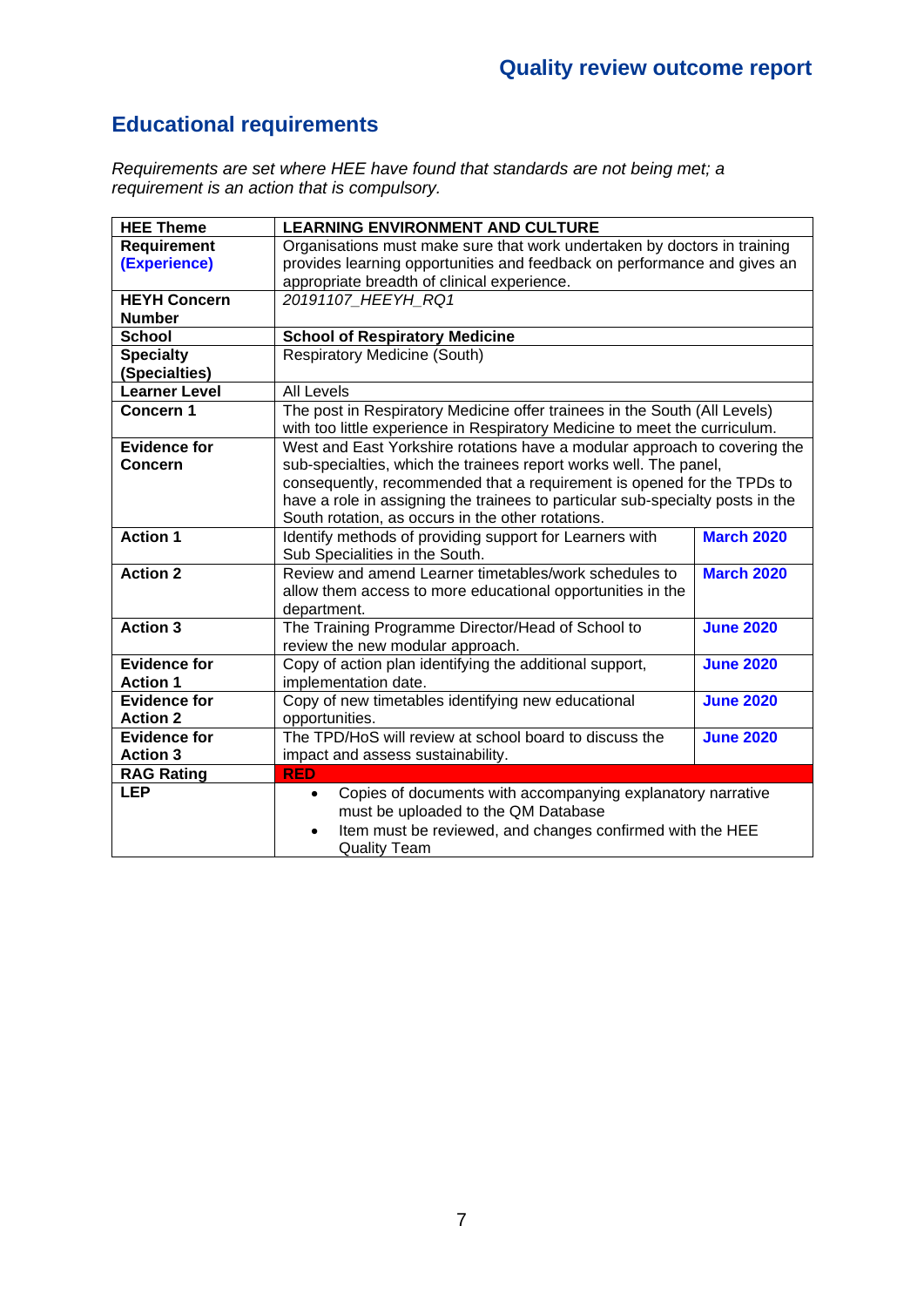## Educational requirements

*Requirements are set where HEE have found that standards are not being met; a requirement is an action that is compulsory.*

| **HEE Theme** | **LEARNING ENVIRONMENT AND CULTURE** | |
|---|---|---|
| **Requirement (Experience)** | Organisations must make sure that work undertaken by doctors in training provides learning opportunities and feedback on performance and gives an appropriate breadth of clinical experience. | |
| **HEYH Concern Number** | *20191107_HEEYH_RQ1* | |
| **School** | **School of Respiratory Medicine** | |
| **Specialty (Specialties)** | Respiratory Medicine (South) | |
| **Learner Level** | All Levels | |
| **Concern 1** | The post in Respiratory Medicine offer trainees in the South (All Levels) with too little experience in Respiratory Medicine to meet the curriculum. | |
| **Evidence for Concern** | West and East Yorkshire rotations have a modular approach to covering the sub-specialties, which the trainees report works well. The panel, consequently, recommended that a requirement is opened for the TPDs to have a role in assigning the trainees to particular sub-specialty posts in the South rotation, as occurs in the other rotations. | |
| **Action 1** | Identify methods of providing support for Learners with Sub Specialities in the South. | **March 2020** |
| **Action 2** | Review and amend Learner timetables/work schedules to allow them access to more educational opportunities in the department. | **March 2020** |
| **Action 3** | The Training Programme Director/Head of School to review the new modular approach. | **June 2020** |
| **Evidence for Action 1** | Copy of action plan identifying the additional support, implementation date. | **June 2020** |
| **Evidence for Action 2** | Copy of new timetables identifying new educational opportunities. | **June 2020** |
| **Evidence for Action 3** | The TPD/HoS will review at school board to discuss the impact and assess sustainability. | **June 2020** |
| **RAG Rating** | **RED** | |
| **LEP** | • Copies of documents with accompanying explanatory narrative must be uploaded to the QM Database<br>• Item must be reviewed, and changes confirmed with the HEE Quality Team | |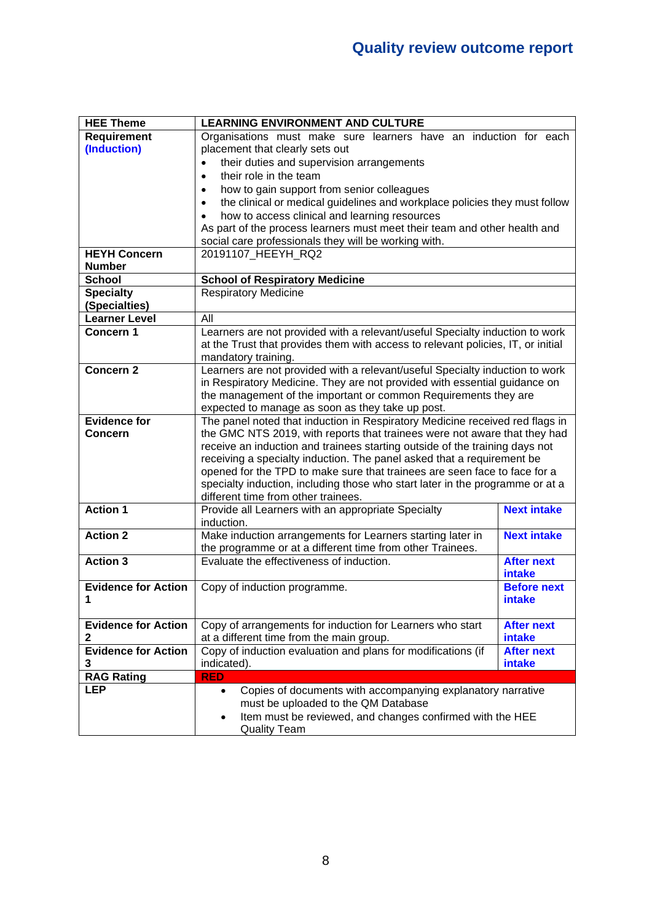| HEE Theme | LEARNING ENVIRONMENT AND CULTURE | |
|---|---|---|
| Requirement (Induction) | Organisations must make sure learners have an induction for each placement that clearly sets out<br>• their duties and supervision arrangements<br>• their role in the team<br>• how to gain support from senior colleagues<br>• the clinical or medical guidelines and workplace policies they must follow<br>• how to access clinical and learning resources<br>As part of the process learners must meet their team and other health and social care professionals they will be working with. | |
| HEYH Concern Number | 20191107_HEEYH_RQ2 | |
| School | **School of Respiratory Medicine** | |
| Specialty (Specialties) | Respiratory Medicine | |
| Learner Level | All | |
| Concern 1 | Learners are not provided with a relevant/useful Specialty induction to work at the Trust that provides them with access to relevant policies, IT, or initial mandatory training. | |
| Concern 2 | Learners are not provided with a relevant/useful Specialty induction to work in Respiratory Medicine. They are not provided with essential guidance on the management of the important or common Requirements they are expected to manage as soon as they take up post. | |
| Evidence for Concern | The panel noted that induction in Respiratory Medicine received red flags in the GMC NTS 2019, with reports that trainees were not aware that they had receive an induction and trainees starting outside of the training days not receiving a specialty induction. The panel asked that a requirement be opened for the TPD to make sure that trainees are seen face to face for a specialty induction, including those who start later in the programme or at a different time from other trainees. | |
| Action 1 | Provide all Learners with an appropriate Specialty induction. | **Next intake** |
| Action 2 | Make induction arrangements for Learners starting later in the programme or at a different time from other Trainees. | **Next intake** |
| Action 3 | Evaluate the effectiveness of induction. | **After next intake** |
| Evidence for Action 1 | Copy of induction programme. | **Before next intake** |
| Evidence for Action 2 | Copy of arrangements for induction for Learners who start at a different time from the main group. | **After next intake** |
| Evidence for Action 3 | Copy of induction evaluation and plans for modifications (if indicated). | **After next intake** |
| RAG Rating | **RED** | |
| LEP | • Copies of documents with accompanying explanatory narrative must be uploaded to the QM Database<br>• Item must be reviewed, and changes confirmed with the HEE Quality Team | |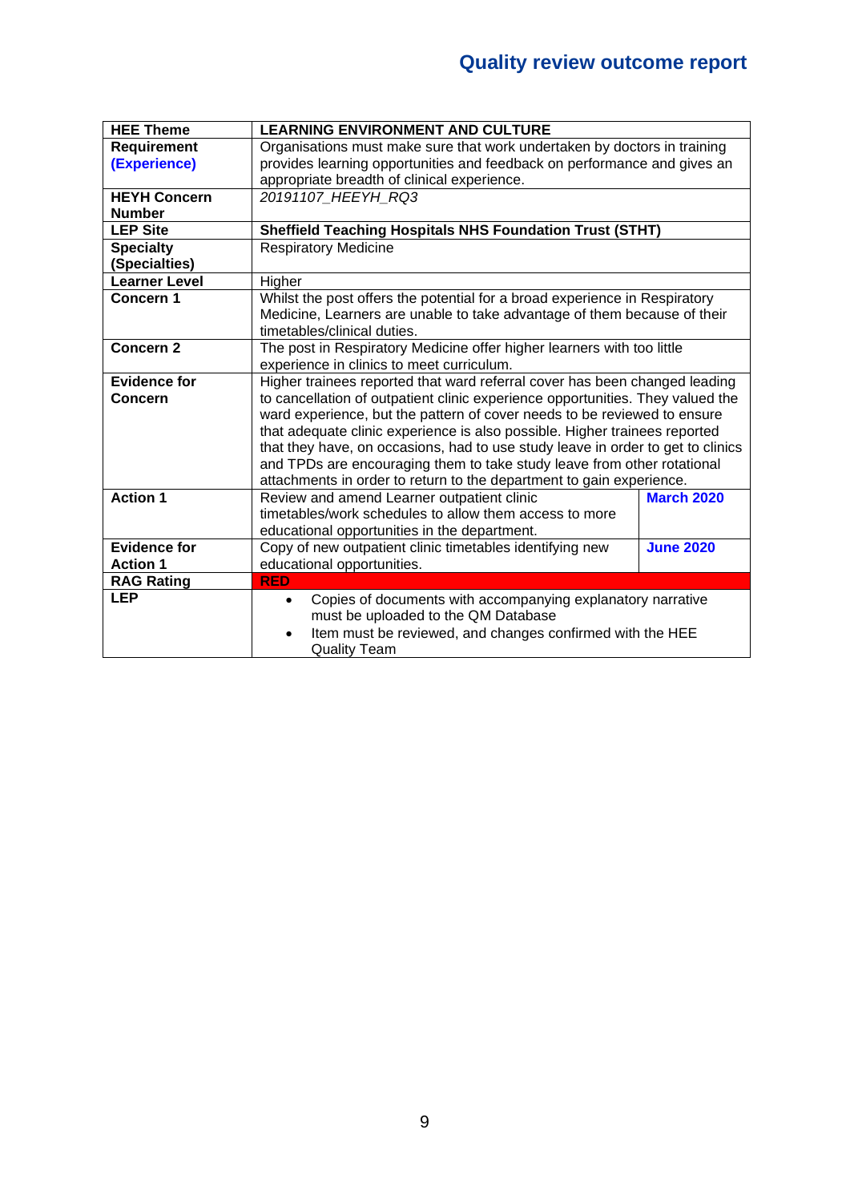| **HEE Theme** | **LEARNING ENVIRONMENT AND CULTURE** | |
|---|---|---|
| **Requirement (Experience)** | Organisations must make sure that work undertaken by doctors in training provides learning opportunities and feedback on performance and gives an appropriate breadth of clinical experience. | |
| **HEYH Concern Number** | *20191107_HEEYH_RQ3* | |
| **LEP Site** | **Sheffield Teaching Hospitals NHS Foundation Trust (STHT)** | |
| **Specialty (Specialties)** | Respiratory Medicine | |
| **Learner Level** | Higher | |
| **Concern 1** | Whilst the post offers the potential for a broad experience in Respiratory Medicine, Learners are unable to take advantage of them because of their timetables/clinical duties. | |
| **Concern 2** | The post in Respiratory Medicine offer higher learners with too little experience in clinics to meet curriculum. | |
| **Evidence for Concern** | Higher trainees reported that ward referral cover has been changed leading to cancellation of outpatient clinic experience opportunities. They valued the ward experience, but the pattern of cover needs to be reviewed to ensure that adequate clinic experience is also possible. Higher trainees reported that they have, on occasions, had to use study leave in order to get to clinics and TPDs are encouraging them to take study leave from other rotational attachments in order to return to the department to gain experience. | |
| **Action 1** | Review and amend Learner outpatient clinic timetables/work schedules to allow them access to more educational opportunities in the department. | **March 2020** |
| **Evidence for Action 1** | Copy of new outpatient clinic timetables identifying new educational opportunities. | **June 2020** |
| **RAG Rating** | **RED** | |
| **LEP** | • Copies of documents with accompanying explanatory narrative must be uploaded to the QM Database<br>• Item must be reviewed, and changes confirmed with the HEE Quality Team | |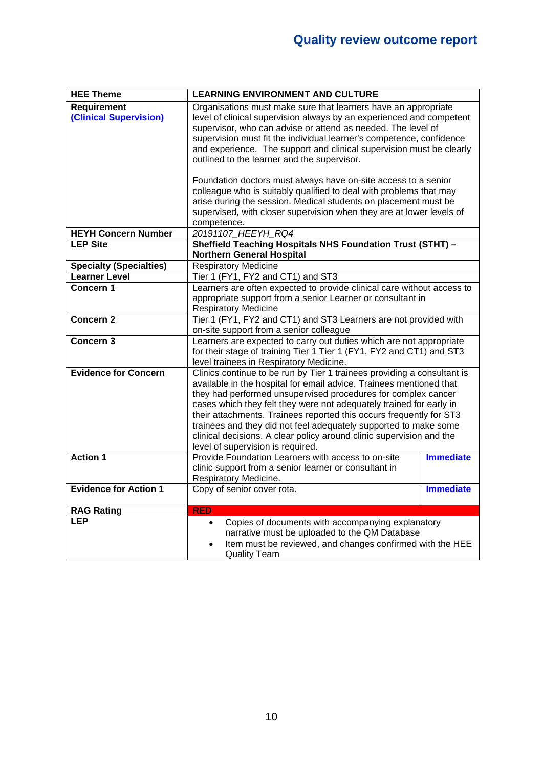| HEE Theme | LEARNING ENVIRONMENT AND CULTURE | |
|---|---|---|
| **Requirement** **(Clinical Supervision)** | Organisations must make sure that learners have an appropriate level of clinical supervision always by an experienced and competent supervisor, who can advise or attend as needed. The level of supervision must fit the individual learner's competence, confidence and experience. The support and clinical supervision must be clearly outlined to the learner and the supervisor.<br><br>Foundation doctors must always have on-site access to a senior colleague who is suitably qualified to deal with problems that may arise during the session. Medical students on placement must be supervised, with closer supervision when they are at lower levels of competence. | |
| **HEYH Concern Number** | *20191107_HEEYH_RQ4* | |
| **LEP Site** | **Sheffield Teaching Hospitals NHS Foundation Trust (STHT) – Northern General Hospital** | |
| **Specialty (Specialties)** | Respiratory Medicine | |
| **Learner Level** | Tier 1 (FY1, FY2 and CT1) and ST3 | |
| **Concern 1** | Learners are often expected to provide clinical care without access to appropriate support from a senior Learner or consultant in Respiratory Medicine | |
| **Concern 2** | Tier 1 (FY1, FY2 and CT1) and ST3 Learners are not provided with on-site support from a senior colleague | |
| **Concern 3** | Learners are expected to carry out duties which are not appropriate for their stage of training Tier 1 Tier 1 (FY1, FY2 and CT1) and ST3 level trainees in Respiratory Medicine. | |
| **Evidence for Concern** | Clinics continue to be run by Tier 1 trainees providing a consultant is available in the hospital for email advice. Trainees mentioned that they had performed unsupervised procedures for complex cancer cases which they felt they were not adequately trained for early in their attachments. Trainees reported this occurs frequently for ST3 trainees and they did not feel adequately supported to make some clinical decisions. A clear policy around clinic supervision and the level of supervision is required. | |
| **Action 1** | Provide Foundation Learners with access to on-site clinic support from a senior learner or consultant in Respiratory Medicine. | **Immediate** |
| **Evidence for Action 1** | Copy of senior cover rota. | **Immediate** |
| **RAG Rating** | **RED** | |
| **LEP** | • Copies of documents with accompanying explanatory narrative must be uploaded to the QM Database<br>• Item must be reviewed, and changes confirmed with the HEE Quality Team | |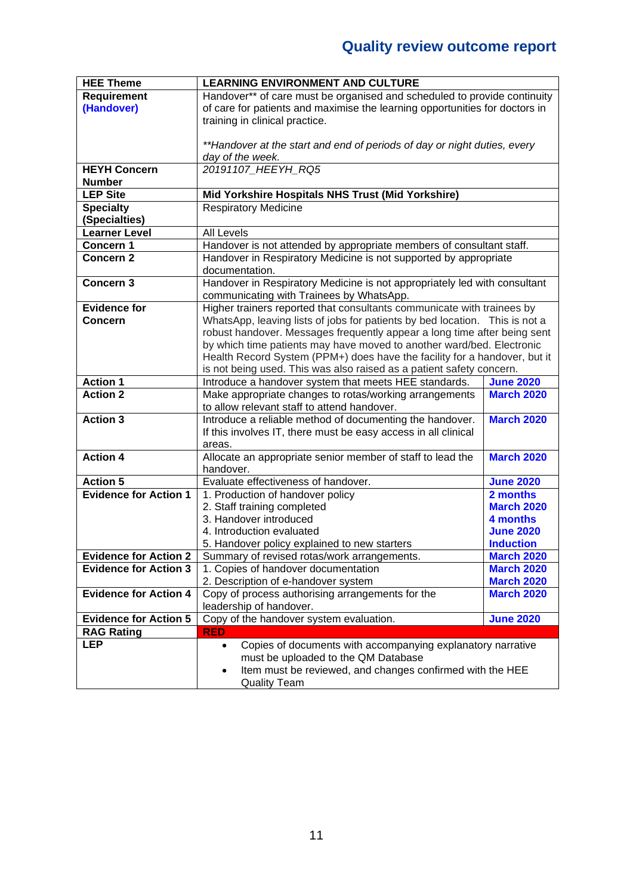## Quality review outcome report

| HEE Theme | LEARNING ENVIRONMENT AND CULTURE | |
|---|---|---|
| Requirement **(Handover)** | Handover** of care must be organised and scheduled to provide continuity of care for patients and maximise the learning opportunities for doctors in training in clinical practice.<br><br>*\*\*Handover at the start and end of periods of day or night duties, every day of the week.* | |
| HEYH Concern Number | *20191107_HEEYH_RQ5* | |
| LEP Site | **Mid Yorkshire Hospitals NHS Trust (Mid Yorkshire)** | |
| Specialty (Specialties) | Respiratory Medicine | |
| Learner Level | All Levels | |
| Concern 1 | Handover is not attended by appropriate members of consultant staff. | |
| Concern 2 | Handover in Respiratory Medicine is not supported by appropriate documentation. | |
| Concern 3 | Handover in Respiratory Medicine is not appropriately led with consultant communicating with Trainees by WhatsApp. | |
| Evidence for Concern | Higher trainers reported that consultants communicate with trainees by WhatsApp, leaving lists of jobs for patients by bed location. This is not a robust handover. Messages frequently appear a long time after being sent by which time patients may have moved to another ward/bed. Electronic Health Record System (PPM+) does have the facility for a handover, but it is not being used. This was also raised as a patient safety concern. | |
| Action 1 | Introduce a handover system that meets HEE standards. | **June 2020** |
| Action 2 | Make appropriate changes to rotas/working arrangements to allow relevant staff to attend handover. | **March 2020** |
| Action 3 | Introduce a reliable method of documenting the handover. If this involves IT, there must be easy access in all clinical areas. | **March 2020** |
| Action 4 | Allocate an appropriate senior member of staff to lead the handover. | **March 2020** |
| Action 5 | Evaluate effectiveness of handover. | **June 2020** |
| Evidence for Action 1 | 1. Production of handover policy<br>2. Staff training completed<br>3. Handover introduced<br>4. Introduction evaluated<br>5. Handover policy explained to new starters | **2 months**<br>**March 2020**<br>**4 months**<br>**June 2020**<br>**Induction** |
| Evidence for Action 2 | Summary of revised rotas/work arrangements. | **March 2020** |
| Evidence for Action 3 | 1. Copies of handover documentation<br>2. Description of e-handover system | **March 2020**<br>**March 2020** |
| Evidence for Action 4 | Copy of process authorising arrangements for the leadership of handover. | **March 2020** |
| Evidence for Action 5 | Copy of the handover system evaluation. | **June 2020** |
| RAG Rating | **RED** | |
| LEP | • Copies of documents with accompanying explanatory narrative must be uploaded to the QM Database<br>• Item must be reviewed, and changes confirmed with the HEE Quality Team | |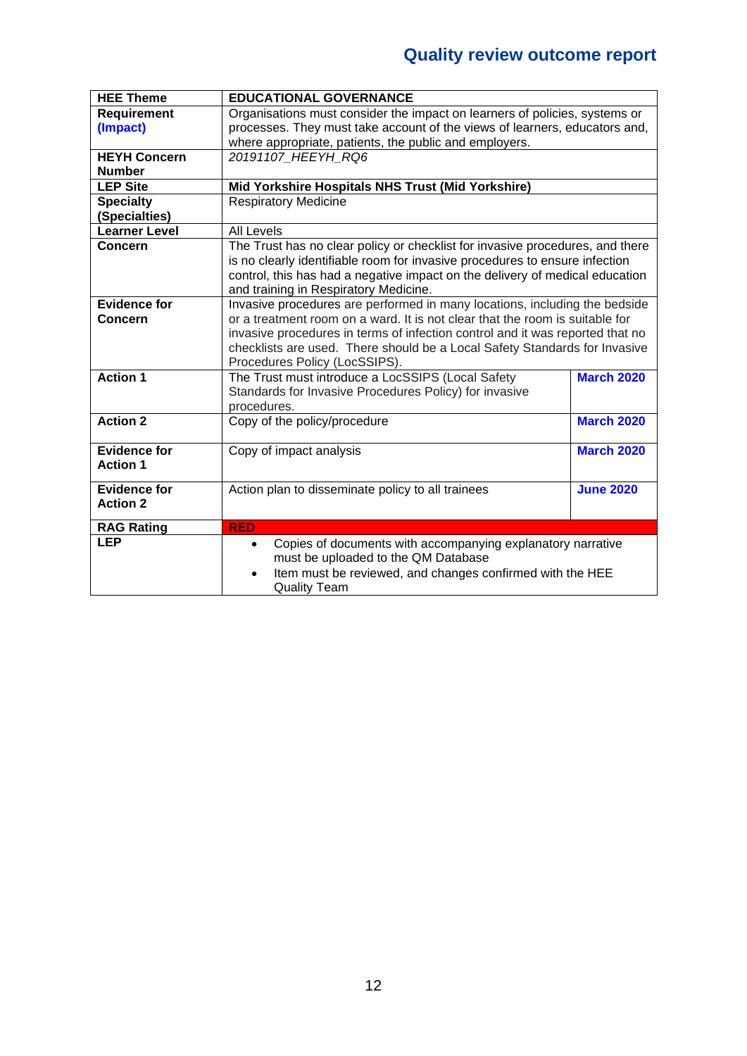| HEE Theme | EDUCATIONAL GOVERNANCE | |
|---|---|---|
| Requirement (Impact) | Organisations must consider the impact on learners of policies, systems or processes. They must take account of the views of learners, educators and, where appropriate, patients, the public and employers. | |
| HEYH Concern Number | *20191107_HEEYH_RQ6* | |
| LEP Site | **Mid Yorkshire Hospitals NHS Trust (Mid Yorkshire)** | |
| Specialty (Specialties) | Respiratory Medicine | |
| Learner Level | All Levels | |
| Concern | The Trust has no clear policy or checklist for invasive procedures, and there is no clearly identifiable room for invasive procedures to ensure infection control, this has had a negative impact on the delivery of medical education and training in Respiratory Medicine. | |
| Evidence for Concern | Invasive procedures are performed in many locations, including the bedside or a treatment room on a ward. It is not clear that the room is suitable for invasive procedures in terms of infection control and it was reported that no checklists are used. There should be a Local Safety Standards for Invasive Procedures Policy (LocSSIPS). | |
| Action 1 | The Trust must introduce a LocSSIPS (Local Safety Standards for Invasive Procedures Policy) for invasive procedures. | **March 2020** |
| Action 2 | Copy of the policy/procedure | **March 2020** |
| Evidence for Action 1 | Copy of impact analysis | **March 2020** |
| Evidence for Action 2 | Action plan to disseminate policy to all trainees | **June 2020** |
| RAG Rating | **RED** | |
| LEP | • Copies of documents with accompanying explanatory narrative must be uploaded to the QM Database<br>• Item must be reviewed, and changes confirmed with the HEE Quality Team | |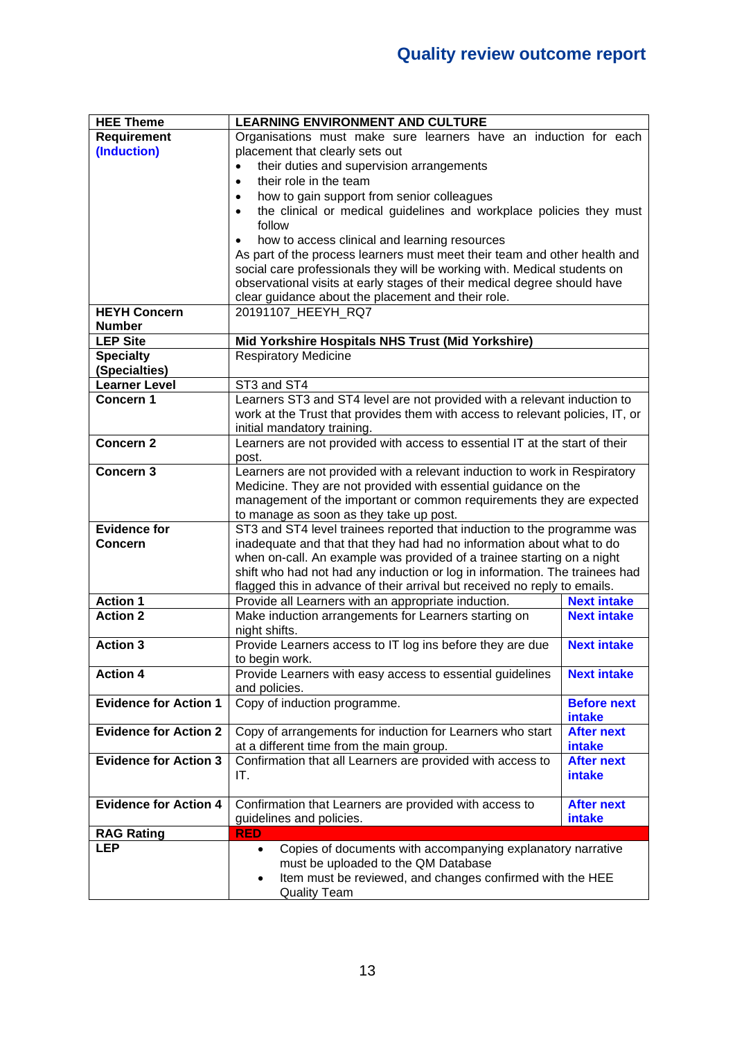| HEE Theme | LEARNING ENVIRONMENT AND CULTURE | |
|---|---|---|
| Requirement **(Induction)** | Organisations must make sure learners have an induction for each placement that clearly sets out<br>• their duties and supervision arrangements<br>• their role in the team<br>• how to gain support from senior colleagues<br>• the clinical or medical guidelines and workplace policies they must follow<br>• how to access clinical and learning resources<br>As part of the process learners must meet their team and other health and social care professionals they will be working with. Medical students on observational visits at early stages of their medical degree should have clear guidance about the placement and their role. | |
| **HEYH Concern Number** | 20191107_HEEYH_RQ7 | |
| **LEP Site** | **Mid Yorkshire Hospitals NHS Trust (Mid Yorkshire)** | |
| **Specialty (Specialties)** | Respiratory Medicine | |
| **Learner Level** | ST3 and ST4 | |
| **Concern 1** | Learners ST3 and ST4 level are not provided with a relevant induction to work at the Trust that provides them with access to relevant policies, IT, or initial mandatory training. | |
| **Concern 2** | Learners are not provided with access to essential IT at the start of their post. | |
| **Concern 3** | Learners are not provided with a relevant induction to work in Respiratory Medicine. They are not provided with essential guidance on the management of the important or common requirements they are expected to manage as soon as they take up post. | |
| **Evidence for Concern** | ST3 and ST4 level trainees reported that induction to the programme was inadequate and that that they had had no information about what to do when on-call. An example was provided of a trainee starting on a night shift who had not had any induction or log in information. The trainees had flagged this in advance of their arrival but received no reply to emails. | |
| **Action 1** | Provide all Learners with an appropriate induction. | **Next intake** |
| **Action 2** | Make induction arrangements for Learners starting on night shifts. | **Next intake** |
| **Action 3** | Provide Learners access to IT log ins before they are due to begin work. | **Next intake** |
| **Action 4** | Provide Learners with easy access to essential guidelines and policies. | **Next intake** |
| **Evidence for Action 1** | Copy of induction programme. | **Before next intake** |
| **Evidence for Action 2** | Copy of arrangements for induction for Learners who start at a different time from the main group. | **After next intake** |
| **Evidence for Action 3** | Confirmation that all Learners are provided with access to IT. | **After next intake** |
| **Evidence for Action 4** | Confirmation that Learners are provided with access to guidelines and policies. | **After next intake** |
| **RAG Rating** | **RED** | |
| **LEP** | • Copies of documents with accompanying explanatory narrative must be uploaded to the QM Database<br>• Item must be reviewed, and changes confirmed with the HEE Quality Team | |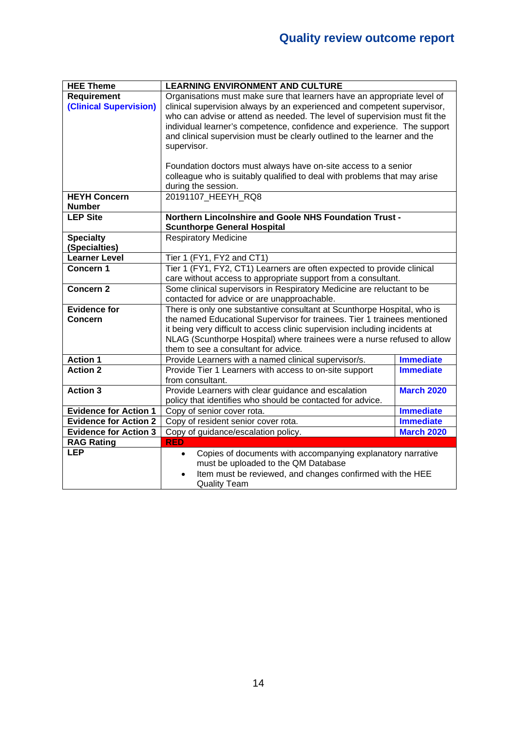# Quality review outcome report

| HEE Theme | LEARNING ENVIRONMENT AND CULTURE | |
|---|---|---|
| Requirement **(Clinical Supervision)** | Organisations must make sure that learners have an appropriate level of clinical supervision always by an experienced and competent supervisor, who can advise or attend as needed. The level of supervision must fit the individual learner's competence, confidence and experience. The support and clinical supervision must be clearly outlined to the learner and the supervisor.<br><br>Foundation doctors must always have on-site access to a senior colleague who is suitably qualified to deal with problems that may arise during the session. | |
| **HEYH Concern Number** | 20191107_HEEYH_RQ8 | |
| **LEP Site** | **Northern Lincolnshire and Goole NHS Foundation Trust - Scunthorpe General Hospital** | |
| **Specialty (Specialties)** | Respiratory Medicine | |
| **Learner Level** | Tier 1 (FY1, FY2 and CT1) | |
| **Concern 1** | Tier 1 (FY1, FY2, CT1) Learners are often expected to provide clinical care without access to appropriate support from a consultant. | |
| **Concern 2** | Some clinical supervisors in Respiratory Medicine are reluctant to be contacted for advice or are unapproachable. | |
| **Evidence for Concern** | There is only one substantive consultant at Scunthorpe Hospital, who is the named Educational Supervisor for trainees. Tier 1 trainees mentioned it being very difficult to access clinic supervision including incidents at NLAG (Scunthorpe Hospital) where trainees were a nurse refused to allow them to see a consultant for advice. | |
| **Action 1** | Provide Learners with a named clinical supervisor/s. | **Immediate** |
| **Action 2** | Provide Tier 1 Learners with access to on-site support from consultant. | **Immediate** |
| **Action 3** | Provide Learners with clear guidance and escalation policy that identifies who should be contacted for advice. | **March 2020** |
| **Evidence for Action 1** | Copy of senior cover rota. | **Immediate** |
| **Evidence for Action 2** | Copy of resident senior cover rota. | **Immediate** |
| **Evidence for Action 3** | Copy of guidance/escalation policy. | **March 2020** |
| **RAG Rating** | **RED** | |
| **LEP** | • Copies of documents with accompanying explanatory narrative must be uploaded to the QM Database<br>• Item must be reviewed, and changes confirmed with the HEE Quality Team | |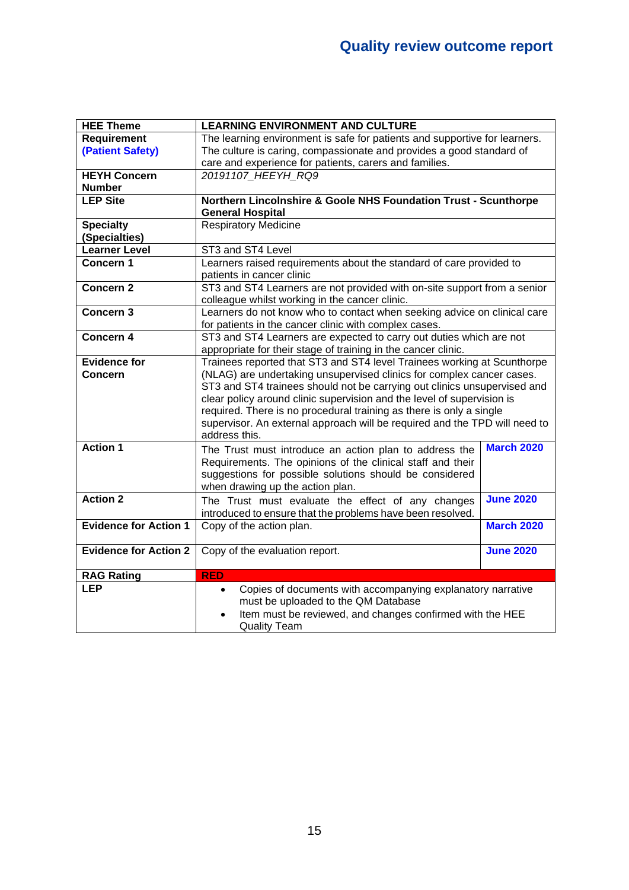| HEE Theme | LEARNING ENVIRONMENT AND CULTURE | |
|---|---|---|
| Requirement (Patient Safety) | The learning environment is safe for patients and supportive for learners. The culture is caring, compassionate and provides a good standard of care and experience for patients, carers and families. | |
| HEYH Concern Number | *20191107_HEEYH_RQ9* | |
| LEP Site | **Northern Lincolnshire & Goole NHS Foundation Trust - Scunthorpe General Hospital** | |
| Specialty (Specialties) | Respiratory Medicine | |
| Learner Level | ST3 and ST4 Level | |
| Concern 1 | Learners raised requirements about the standard of care provided to patients in cancer clinic | |
| Concern 2 | ST3 and ST4 Learners are not provided with on-site support from a senior colleague whilst working in the cancer clinic. | |
| Concern 3 | Learners do not know who to contact when seeking advice on clinical care for patients in the cancer clinic with complex cases. | |
| Concern 4 | ST3 and ST4 Learners are expected to carry out duties which are not appropriate for their stage of training in the cancer clinic. | |
| Evidence for Concern | Trainees reported that ST3 and ST4 level Trainees working at Scunthorpe (NLAG) are undertaking unsupervised clinics for complex cancer cases. ST3 and ST4 trainees should not be carrying out clinics unsupervised and clear policy around clinic supervision and the level of supervision is required. There is no procedural training as there is only a single supervisor. An external approach will be required and the TPD will need to address this. | |
| Action 1 | The Trust must introduce an action plan to address the Requirements. The opinions of the clinical staff and their suggestions for possible solutions should be considered when drawing up the action plan. | **March 2020** |
| Action 2 | The Trust must evaluate the effect of any changes introduced to ensure that the problems have been resolved. | **June 2020** |
| Evidence for Action 1 | Copy of the action plan. | **March 2020** |
| Evidence for Action 2 | Copy of the evaluation report. | **June 2020** |
| RAG Rating | **RED** | |
| LEP | • Copies of documents with accompanying explanatory narrative must be uploaded to the QM Database<br>• Item must be reviewed, and changes confirmed with the HEE Quality Team | |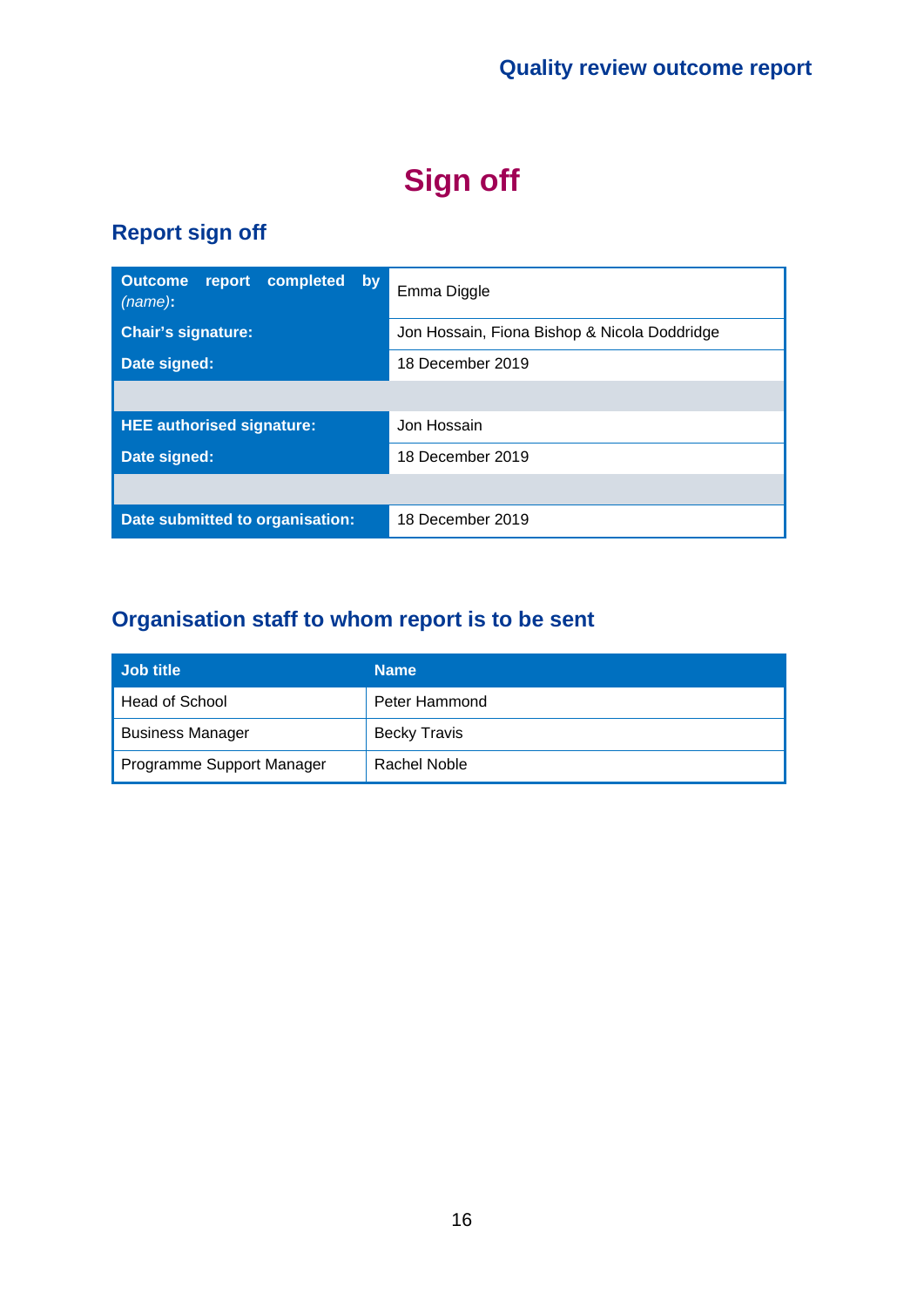# Sign off

## Report sign off

| | |
|---|---|
| **Outcome report completed by** ***(name)*****:** | Emma Diggle |
| **Chair's signature:** | Jon Hossain, Fiona Bishop & Nicola Doddridge |
| **Date signed:** | 18 December 2019 |
| | |
| **HEE authorised signature:** | Jon Hossain |
| **Date signed:** | 18 December 2019 |
| | |
| **Date submitted to organisation:** | 18 December 2019 |

## Organisation staff to whom report is to be sent

| Job title | Name |
|---|---|
| Head of School | Peter Hammond |
| Business Manager | Becky Travis |
| Programme Support Manager | Rachel Noble |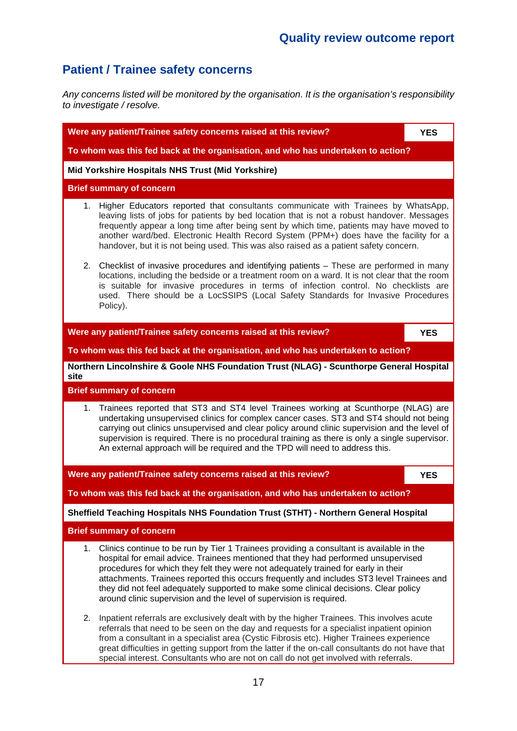## Patient / Trainee safety concerns

*Any concerns listed will be monitored by the organisation. It is the organisation's responsibility to investigate / resolve.*

| Were any patient/Trainee safety concerns raised at this review? | YES |
|---|---|
| **To whom was this fed back at the organisation, and who has undertaken to action?** | |
| **Mid Yorkshire Hospitals NHS Trust (Mid Yorkshire)** | |
| **Brief summary of concern** | |
| 1. Higher Educators reported that consultants communicate with Trainees by WhatsApp, leaving lists of jobs for patients by bed location that is not a robust handover. Messages frequently appear a long time after being sent by which time, patients may have moved to another ward/bed. Electronic Health Record System (PPM+) does have the facility for a handover, but it is not being used. This was also raised as a patient safety concern.<br><br>2. Checklist of invasive procedures and identifying patients – These are performed in many locations, including the bedside or a treatment room on a ward. It is not clear that the room is suitable for invasive procedures in terms of infection control. No checklists are used. There should be a LocSSIPS (Local Safety Standards for Invasive Procedures Policy). | |

| Were any patient/Trainee safety concerns raised at this review? | YES |
|---|---|
| **To whom was this fed back at the organisation, and who has undertaken to action?** | |
| **Northern Lincolnshire & Goole NHS Foundation Trust (NLAG) - Scunthorpe General Hospital site** | |
| **Brief summary of concern** | |
| 1. Trainees reported that ST3 and ST4 level Trainees working at Scunthorpe (NLAG) are undertaking unsupervised clinics for complex cancer cases. ST3 and ST4 should not being carrying out clinics unsupervised and clear policy around clinic supervision and the level of supervision is required. There is no procedural training as there is only a single supervisor. An external approach will be required and the TPD will need to address this. | |

| Were any patient/Trainee safety concerns raised at this review? | YES |
|---|---|
| **To whom was this fed back at the organisation, and who has undertaken to action?** | |
| **Sheffield Teaching Hospitals NHS Foundation Trust (STHT) - Northern General Hospital** | |
| **Brief summary of concern** | |
| 1. Clinics continue to be run by Tier 1 Trainees providing a consultant is available in the hospital for email advice. Trainees mentioned that they had performed unsupervised procedures for which they felt they were not adequately trained for early in their attachments. Trainees reported this occurs frequently and includes ST3 level Trainees and they did not feel adequately supported to make some clinical decisions. Clear policy around clinic supervision and the level of supervision is required.<br><br>2. Inpatient referrals are exclusively dealt with by the higher Trainees. This involves acute referrals that need to be seen on the day and requests for a specialist inpatient opinion from a consultant in a specialist area (Cystic Fibrosis etc). Higher Trainees experience great difficulties in getting support from the latter if the on-call consultants do not have that special interest. Consultants who are not on call do not get involved with referrals. | |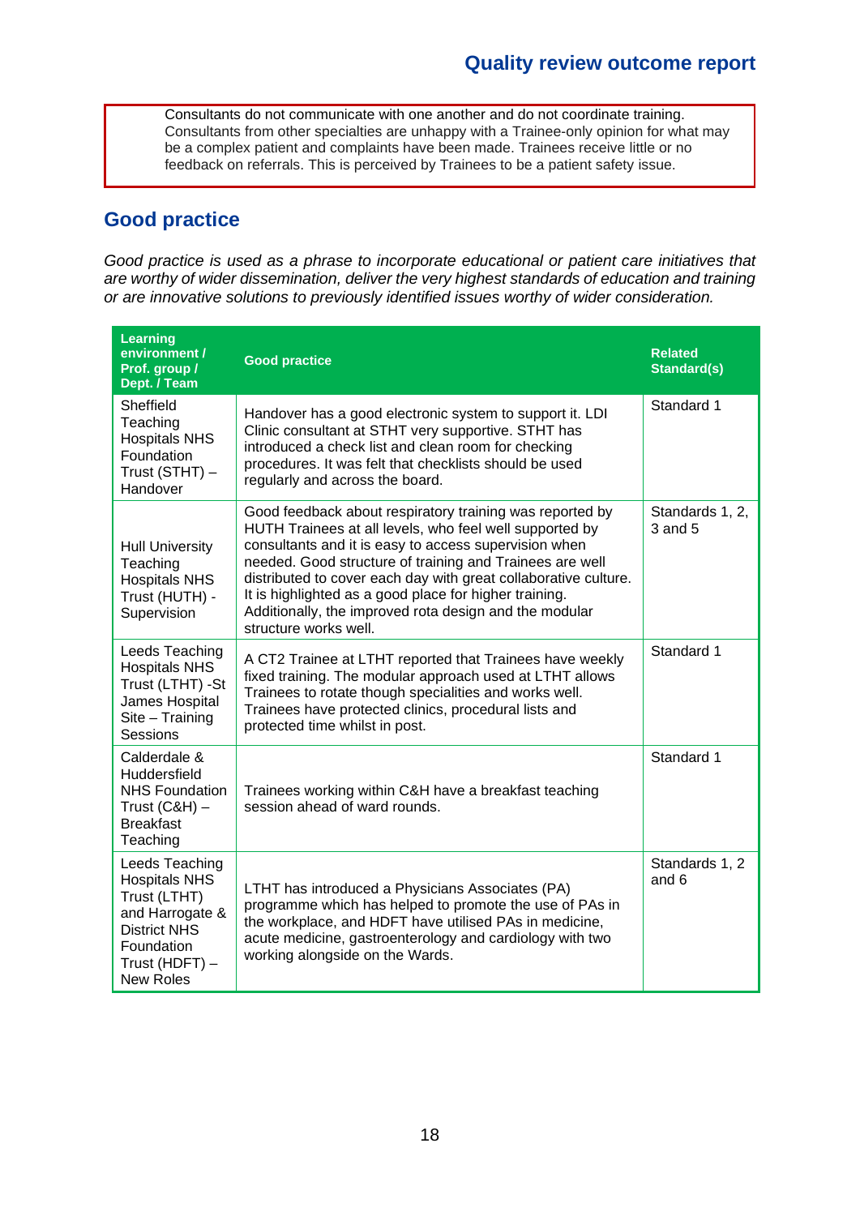Consultants do not communicate with one another and do not coordinate training. Consultants from other specialties are unhappy with a Trainee-only opinion for what may be a complex patient and complaints have been made. Trainees receive little or no feedback on referrals. This is perceived by Trainees to be a patient safety issue.

## Good practice

*Good practice is used as a phrase to incorporate educational or patient care initiatives that are worthy of wider dissemination, deliver the very highest standards of education and training or are innovative solutions to previously identified issues worthy of wider consideration.*

| Learning environment / Prof. group / Dept. / Team | Good practice | Related Standard(s) |
|---|---|---|
| Sheffield Teaching Hospitals NHS Foundation Trust (STHT) – Handover | Handover has a good electronic system to support it. LDI Clinic consultant at STHT very supportive. STHT has introduced a check list and clean room for checking procedures. It was felt that checklists should be used regularly and across the board. | Standard 1 |
| Hull University Teaching Hospitals NHS Trust (HUTH) - Supervision | Good feedback about respiratory training was reported by HUTH Trainees at all levels, who feel well supported by consultants and it is easy to access supervision when needed. Good structure of training and Trainees are well distributed to cover each day with great collaborative culture. It is highlighted as a good place for higher training. Additionally, the improved rota design and the modular structure works well. | Standards 1, 2, 3 and 5 |
| Leeds Teaching Hospitals NHS Trust (LTHT) -St James Hospital Site – Training Sessions | A CT2 Trainee at LTHT reported that Trainees have weekly fixed training. The modular approach used at LTHT allows Trainees to rotate though specialities and works well. Trainees have protected clinics, procedural lists and protected time whilst in post. | Standard 1 |
| Calderdale & Huddersfield NHS Foundation Trust (C&H) – Breakfast Teaching | Trainees working within C&H have a breakfast teaching session ahead of ward rounds. | Standard 1 |
| Leeds Teaching Hospitals NHS Trust (LTHT) and Harrogate & District NHS Foundation Trust (HDFT) – New Roles | LTHT has introduced a Physicians Associates (PA) programme which has helped to promote the use of PAs in the workplace, and HDFT have utilised PAs in medicine, acute medicine, gastroenterology and cardiology with two working alongside on the Wards. | Standards 1, 2 and 6 |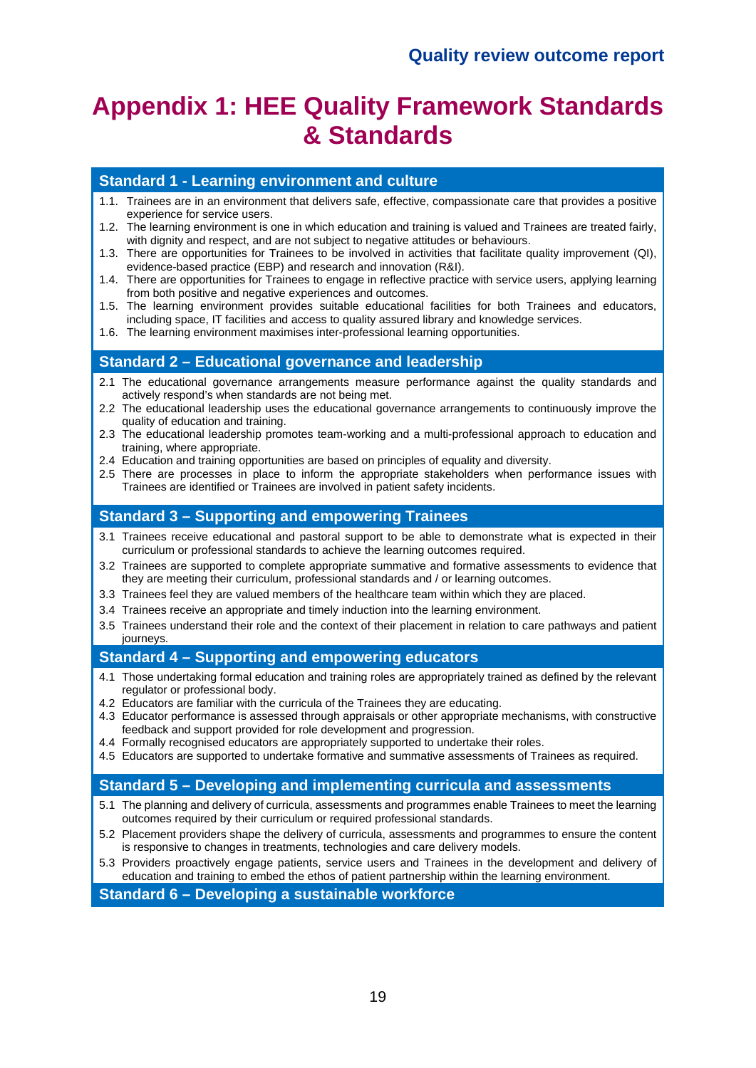# Appendix 1: HEE Quality Framework Standards & Standards

## Standard 1 - Learning environment and culture

1.1. Trainees are in an environment that delivers safe, effective, compassionate care that provides a positive experience for service users.
1.2. The learning environment is one in which education and training is valued and Trainees are treated fairly, with dignity and respect, and are not subject to negative attitudes or behaviours.
1.3. There are opportunities for Trainees to be involved in activities that facilitate quality improvement (QI), evidence-based practice (EBP) and research and innovation (R&I).
1.4. There are opportunities for Trainees to engage in reflective practice with service users, applying learning from both positive and negative experiences and outcomes.
1.5. The learning environment provides suitable educational facilities for both Trainees and educators, including space, IT facilities and access to quality assured library and knowledge services.
1.6. The learning environment maximises inter-professional learning opportunities.

## Standard 2 – Educational governance and leadership

2.1 The educational governance arrangements measure performance against the quality standards and actively respond's when standards are not being met.
2.2 The educational leadership uses the educational governance arrangements to continuously improve the quality of education and training.
2.3 The educational leadership promotes team-working and a multi-professional approach to education and training, where appropriate.
2.4 Education and training opportunities are based on principles of equality and diversity.
2.5 There are processes in place to inform the appropriate stakeholders when performance issues with Trainees are identified or Trainees are involved in patient safety incidents.

## Standard 3 – Supporting and empowering Trainees

3.1 Trainees receive educational and pastoral support to be able to demonstrate what is expected in their curriculum or professional standards to achieve the learning outcomes required.
3.2 Trainees are supported to complete appropriate summative and formative assessments to evidence that they are meeting their curriculum, professional standards and / or learning outcomes.
3.3 Trainees feel they are valued members of the healthcare team within which they are placed.
3.4 Trainees receive an appropriate and timely induction into the learning environment.
3.5 Trainees understand their role and the context of their placement in relation to care pathways and patient journeys.

## Standard 4 – Supporting and empowering educators

4.1 Those undertaking formal education and training roles are appropriately trained as defined by the relevant regulator or professional body.
4.2 Educators are familiar with the curricula of the Trainees they are educating.
4.3 Educator performance is assessed through appraisals or other appropriate mechanisms, with constructive feedback and support provided for role development and progression.
4.4 Formally recognised educators are appropriately supported to undertake their roles.
4.5 Educators are supported to undertake formative and summative assessments of Trainees as required.

## Standard 5 – Developing and implementing curricula and assessments

5.1 The planning and delivery of curricula, assessments and programmes enable Trainees to meet the learning outcomes required by their curriculum or required professional standards.
5.2 Placement providers shape the delivery of curricula, assessments and programmes to ensure the content is responsive to changes in treatments, technologies and care delivery models.
5.3 Providers proactively engage patients, service users and Trainees in the development and delivery of education and training to embed the ethos of patient partnership within the learning environment.

## Standard 6 – Developing a sustainable workforce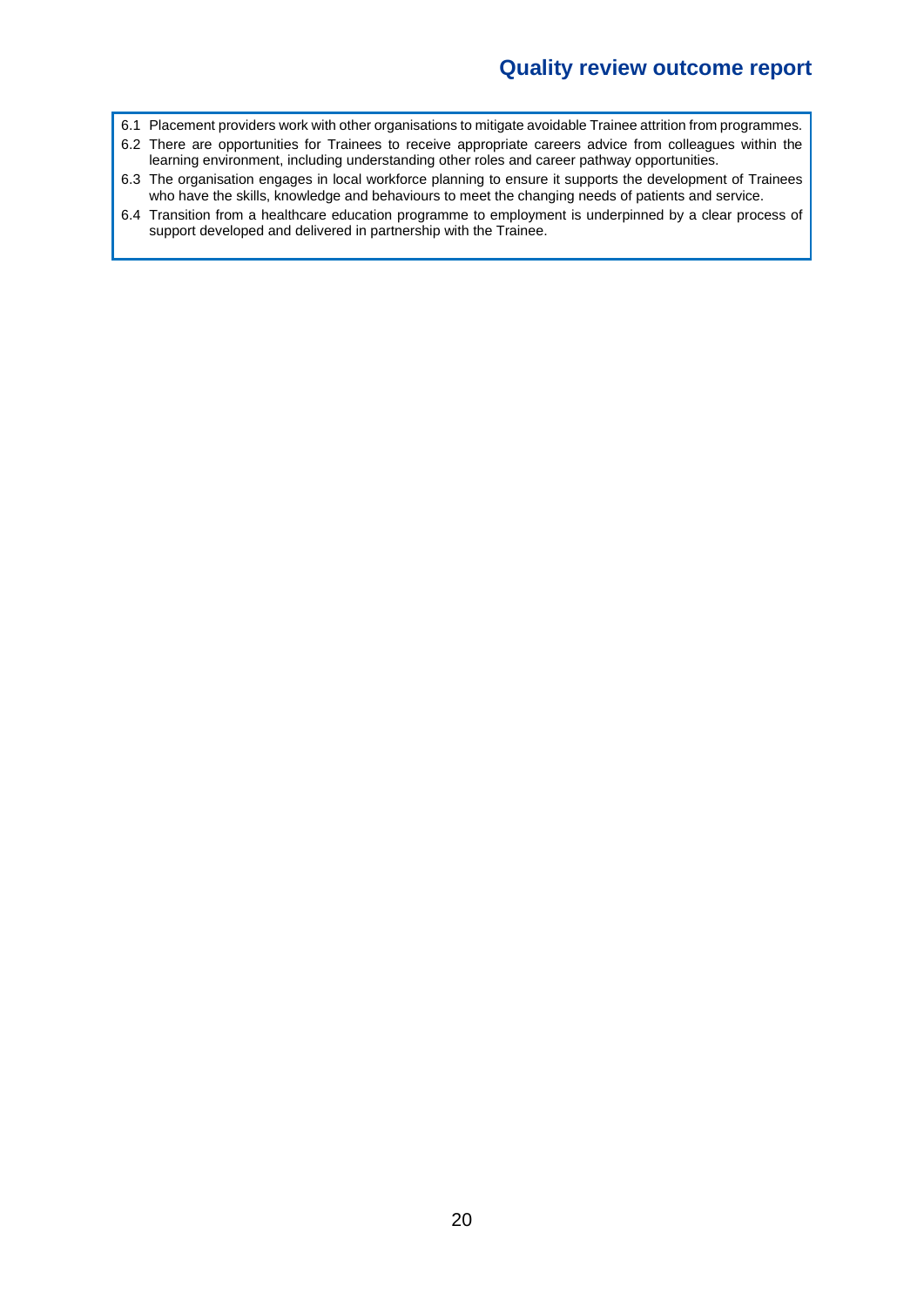6.1 Placement providers work with other organisations to mitigate avoidable Trainee attrition from programmes.

6.2 There are opportunities for Trainees to receive appropriate careers advice from colleagues within the learning environment, including understanding other roles and career pathway opportunities.

6.3 The organisation engages in local workforce planning to ensure it supports the development of Trainees who have the skills, knowledge and behaviours to meet the changing needs of patients and service.

6.4 Transition from a healthcare education programme to employment is underpinned by a clear process of support developed and delivered in partnership with the Trainee.